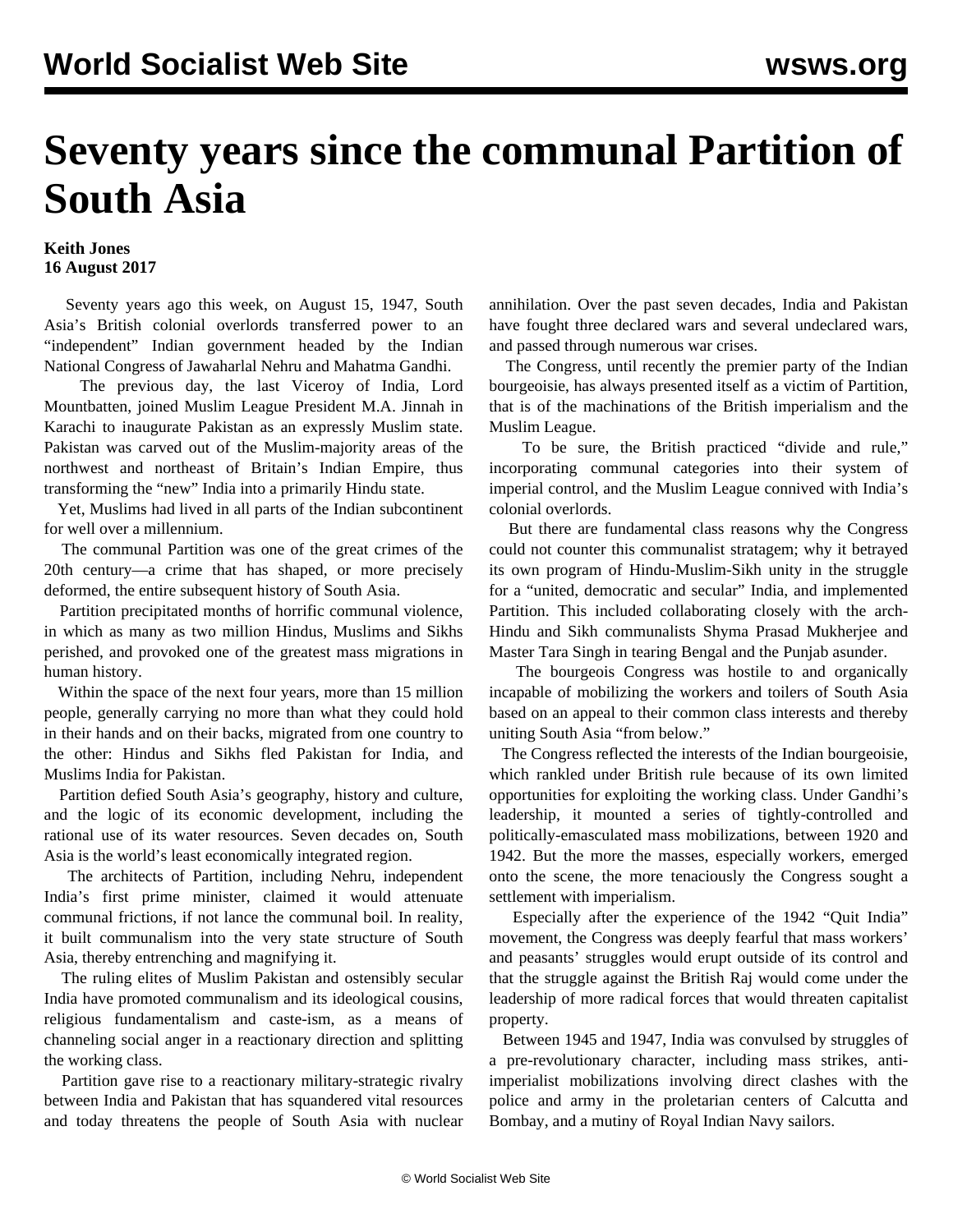# Seventy years since the communal Partition of South Asia

**Keith Jones**
**16 August 2017**

Seventy years ago this week, on August 15, 1947, South Asia's British colonial overlords transferred power to an "independent" Indian government headed by the Indian National Congress of Jawaharlal Nehru and Mahatma Gandhi.

The previous day, the last Viceroy of India, Lord Mountbatten, joined Muslim League President M.A. Jinnah in Karachi to inaugurate Pakistan as an expressly Muslim state. Pakistan was carved out of the Muslim-majority areas of the northwest and northeast of Britain's Indian Empire, thus transforming the "new" India into a primarily Hindu state.

Yet, Muslims had lived in all parts of the Indian subcontinent for well over a millennium.

The communal Partition was one of the great crimes of the 20th century—a crime that has shaped, or more precisely deformed, the entire subsequent history of South Asia.

Partition precipitated months of horrific communal violence, in which as many as two million Hindus, Muslims and Sikhs perished, and provoked one of the greatest mass migrations in human history.

Within the space of the next four years, more than 15 million people, generally carrying no more than what they could hold in their hands and on their backs, migrated from one country to the other: Hindus and Sikhs fled Pakistan for India, and Muslims India for Pakistan.

Partition defied South Asia's geography, history and culture, and the logic of its economic development, including the rational use of its water resources. Seven decades on, South Asia is the world's least economically integrated region.

The architects of Partition, including Nehru, independent India's first prime minister, claimed it would attenuate communal frictions, if not lance the communal boil. In reality, it built communalism into the very state structure of South Asia, thereby entrenching and magnifying it.

The ruling elites of Muslim Pakistan and ostensibly secular India have promoted communalism and its ideological cousins, religious fundamentalism and caste-ism, as a means of channeling social anger in a reactionary direction and splitting the working class.

Partition gave rise to a reactionary military-strategic rivalry between India and Pakistan that has squandered vital resources and today threatens the people of South Asia with nuclear annihilation. Over the past seven decades, India and Pakistan have fought three declared wars and several undeclared wars, and passed through numerous war crises.

The Congress, until recently the premier party of the Indian bourgeoisie, has always presented itself as a victim of Partition, that is of the machinations of the British imperialism and the Muslim League.

To be sure, the British practiced "divide and rule," incorporating communal categories into their system of imperial control, and the Muslim League connived with India's colonial overlords.

But there are fundamental class reasons why the Congress could not counter this communalist stratagem; why it betrayed its own program of Hindu-Muslim-Sikh unity in the struggle for a "united, democratic and secular" India, and implemented Partition. This included collaborating closely with the arch-Hindu and Sikh communalists Shyma Prasad Mukherjee and Master Tara Singh in tearing Bengal and the Punjab asunder.

The bourgeois Congress was hostile to and organically incapable of mobilizing the workers and toilers of South Asia based on an appeal to their common class interests and thereby uniting South Asia "from below."

The Congress reflected the interests of the Indian bourgeoisie, which rankled under British rule because of its own limited opportunities for exploiting the working class. Under Gandhi's leadership, it mounted a series of tightly-controlled and politically-emasculated mass mobilizations, between 1920 and 1942. But the more the masses, especially workers, emerged onto the scene, the more tenaciously the Congress sought a settlement with imperialism.

Especially after the experience of the 1942 "Quit India" movement, the Congress was deeply fearful that mass workers' and peasants' struggles would erupt outside of its control and that the struggle against the British Raj would come under the leadership of more radical forces that would threaten capitalist property.

Between 1945 and 1947, India was convulsed by struggles of a pre-revolutionary character, including mass strikes, anti-imperialist mobilizations involving direct clashes with the police and army in the proletarian centers of Calcutta and Bombay, and a mutiny of Royal Indian Navy sailors.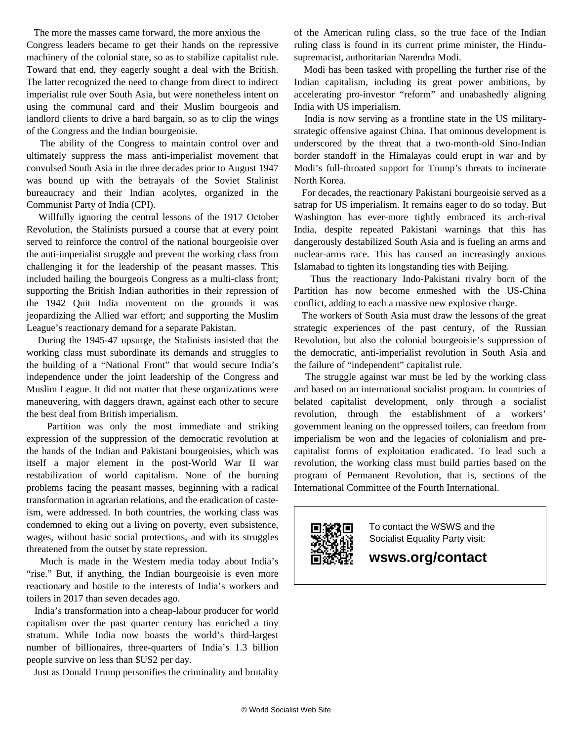The more the masses came forward, the more anxious the Congress leaders became to get their hands on the repressive machinery of the colonial state, so as to stabilize capitalist rule. Toward that end, they eagerly sought a deal with the British. The latter recognized the need to change from direct to indirect imperialist rule over South Asia, but were nonetheless intent on using the communal card and their Muslim bourgeois and landlord clients to drive a hard bargain, so as to clip the wings of the Congress and the Indian bourgeoisie.

The ability of the Congress to maintain control over and ultimately suppress the mass anti-imperialist movement that convulsed South Asia in the three decades prior to August 1947 was bound up with the betrayals of the Soviet Stalinist bureaucracy and their Indian acolytes, organized in the Communist Party of India (CPI).

Willfully ignoring the central lessons of the 1917 October Revolution, the Stalinists pursued a course that at every point served to reinforce the control of the national bourgeoisie over the anti-imperialist struggle and prevent the working class from challenging it for the leadership of the peasant masses. This included hailing the bourgeois Congress as a multi-class front; supporting the British Indian authorities in their repression of the 1942 Quit India movement on the grounds it was jeopardizing the Allied war effort; and supporting the Muslim League's reactionary demand for a separate Pakistan.

During the 1945-47 upsurge, the Stalinists insisted that the working class must subordinate its demands and struggles to the building of a "National Front" that would secure India's independence under the joint leadership of the Congress and Muslim League. It did not matter that these organizations were maneuvering, with daggers drawn, against each other to secure the best deal from British imperialism.

Partition was only the most immediate and striking expression of the suppression of the democratic revolution at the hands of the Indian and Pakistani bourgeoisies, which was itself a major element in the post-World War II war restabilization of world capitalism. None of the burning problems facing the peasant masses, beginning with a radical transformation in agrarian relations, and the eradication of caste-ism, were addressed. In both countries, the working class was condemned to eking out a living on poverty, even subsistence, wages, without basic social protections, and with its struggles threatened from the outset by state repression.

Much is made in the Western media today about India's "rise." But, if anything, the Indian bourgeoisie is even more reactionary and hostile to the interests of India's workers and toilers in 2017 than seven decades ago.

India's transformation into a cheap-labour producer for world capitalism over the past quarter century has enriched a tiny stratum. While India now boasts the world's third-largest number of billionaires, three-quarters of India's 1.3 billion people survive on less than $US2 per day.

Just as Donald Trump personifies the criminality and brutality of the American ruling class, so the true face of the Indian ruling class is found in its current prime minister, the Hindu-supremacist, authoritarian Narendra Modi.

Modi has been tasked with propelling the further rise of the Indian capitalism, including its great power ambitions, by accelerating pro-investor "reform" and unabashedly aligning India with US imperialism.

India is now serving as a frontline state in the US military-strategic offensive against China. That ominous development is underscored by the threat that a two-month-old Sino-Indian border standoff in the Himalayas could erupt in war and by Modi's full-throated support for Trump's threats to incinerate North Korea.

For decades, the reactionary Pakistani bourgeoisie served as a satrap for US imperialism. It remains eager to do so today. But Washington has ever-more tightly embraced its arch-rival India, despite repeated Pakistani warnings that this has dangerously destabilized South Asia and is fueling an arms and nuclear-arms race. This has caused an increasingly anxious Islamabad to tighten its longstanding ties with Beijing.

Thus the reactionary Indo-Pakistani rivalry born of the Partition has now become enmeshed with the US-China conflict, adding to each a massive new explosive charge.

The workers of South Asia must draw the lessons of the great strategic experiences of the past century, of the Russian Revolution, but also the colonial bourgeoisie's suppression of the democratic, anti-imperialist revolution in South Asia and the failure of "independent" capitalist rule.

The struggle against war must be led by the working class and based on an international socialist program. In countries of belated capitalist development, only through a socialist revolution, through the establishment of a workers' government leaning on the oppressed toilers, can freedom from imperialism be won and the legacies of colonialism and pre-capitalist forms of exploitation eradicated. To lead such a revolution, the working class must build parties based on the program of Permanent Revolution, that is, sections of the International Committee of the Fourth International.

To contact the WSWS and the Socialist Equality Party visit:

**wsws.org/contact**